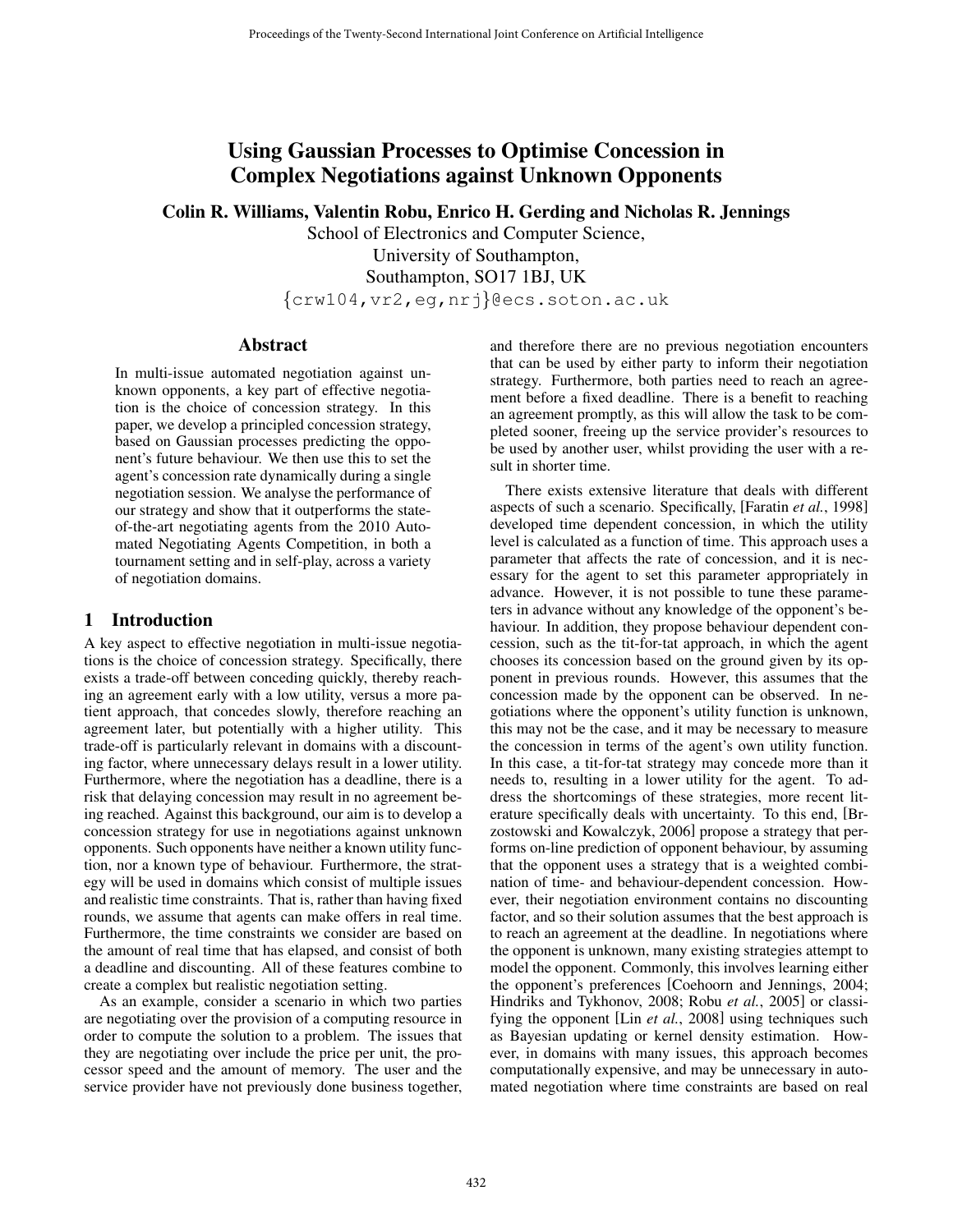# Using Gaussian Processes to Optimise Concession in Complex Negotiations against Unknown Opponents

**Colin R. Williams, Valentin Robu, Enrico H. Gerding and Nicholas R. Jennings**

School of Electronics and Computer Science,
University of Southampton,
Southampton, SO17 1BJ, UK
{crw104,vr2,eg,nrj}@ecs.soton.ac.uk

## Abstract

In multi-issue automated negotiation against unknown opponents, a key part of effective negotiation is the choice of concession strategy. In this paper, we develop a principled concession strategy, based on Gaussian processes predicting the opponent's future behaviour. We then use this to set the agent's concession rate dynamically during a single negotiation session. We analyse the performance of our strategy and show that it outperforms the state-of-the-art negotiating agents from the 2010 Automated Negotiating Agents Competition, in both a tournament setting and in self-play, across a variety of negotiation domains.

## 1 Introduction

A key aspect to effective negotiation in multi-issue negotiations is the choice of concession strategy. Specifically, there exists a trade-off between conceding quickly, thereby reaching an agreement early with a low utility, versus a more patient approach, that concedes slowly, therefore reaching an agreement later, but potentially with a higher utility. This trade-off is particularly relevant in domains with a discounting factor, where unnecessary delays result in a lower utility. Furthermore, where the negotiation has a deadline, there is a risk that delaying concession may result in no agreement being reached. Against this background, our aim is to develop a concession strategy for use in negotiations against unknown opponents. Such opponents have neither a known utility function, nor a known type of behaviour. Furthermore, the strategy will be used in domains which consist of multiple issues and realistic time constraints. That is, rather than having fixed rounds, we assume that agents can make offers in real time. Furthermore, the time constraints we consider are based on the amount of real time that has elapsed, and consist of both a deadline and discounting. All of these features combine to create a complex but realistic negotiation setting.

As an example, consider a scenario in which two parties are negotiating over the provision of a computing resource in order to compute the solution to a problem. The issues that they are negotiating over include the price per unit, the processor speed and the amount of memory. The user and the service provider have not previously done business together, and therefore there are no previous negotiation encounters that can be used by either party to inform their negotiation strategy. Furthermore, both parties need to reach an agreement before a fixed deadline. There is a benefit to reaching an agreement promptly, as this will allow the task to be completed sooner, freeing up the service provider's resources to be used by another user, whilst providing the user with a result in shorter time.

There exists extensive literature that deals with different aspects of such a scenario. Specifically, [Faratin *et al.*, 1998] developed time dependent concession, in which the utility level is calculated as a function of time. This approach uses a parameter that affects the rate of concession, and it is necessary for the agent to set this parameter appropriately in advance. However, it is not possible to tune these parameters in advance without any knowledge of the opponent's behaviour. In addition, they propose behaviour dependent concession, such as the tit-for-tat approach, in which the agent chooses its concession based on the ground given by its opponent in previous rounds. However, this assumes that the concession made by the opponent can be observed. In negotiations where the opponent's utility function is unknown, this may not be the case, and it may be necessary to measure the concession in terms of the agent's own utility function. In this case, a tit-for-tat strategy may concede more than it needs to, resulting in a lower utility for the agent. To address the shortcomings of these strategies, more recent literature specifically deals with uncertainty. To this end, [Brzostowski and Kowalczyk, 2006] propose a strategy that performs on-line prediction of opponent behaviour, by assuming that the opponent uses a strategy that is a weighted combination of time- and behaviour-dependent concession. However, their negotiation environment contains no discounting factor, and so their solution assumes that the best approach is to reach an agreement at the deadline. In negotiations where the opponent is unknown, many existing strategies attempt to model the opponent. Commonly, this involves learning either the opponent's preferences [Coehoorn and Jennings, 2004; Hindriks and Tykhonov, 2008; Robu *et al.*, 2005] or classifying the opponent [Lin *et al.*, 2008] using techniques such as Bayesian updating or kernel density estimation. However, in domains with many issues, this approach becomes computationally expensive, and may be unnecessary in automated negotiation where time constraints are based on real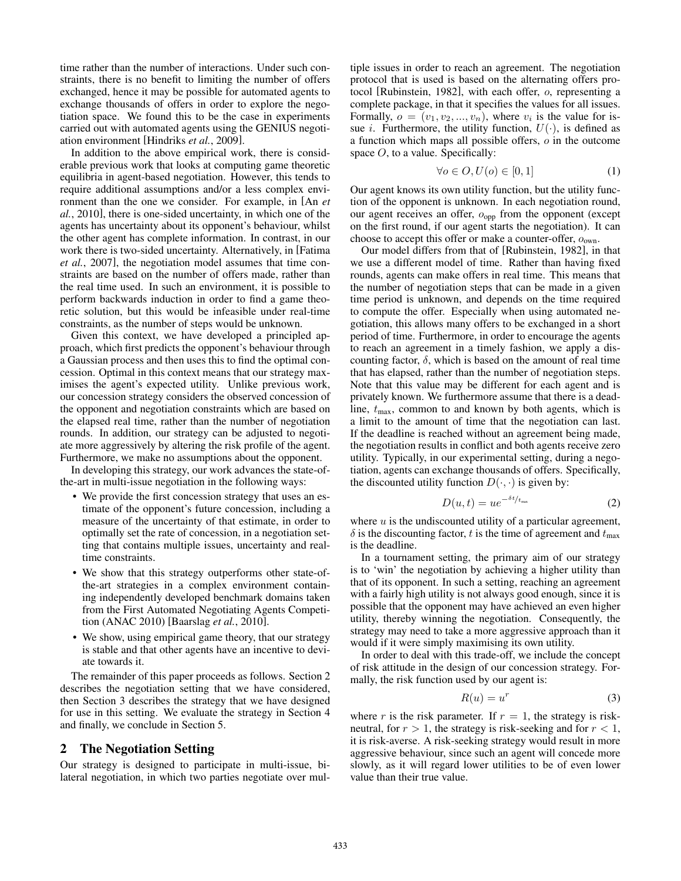time rather than the number of interactions. Under such constraints, there is no benefit to limiting the number of offers exchanged, hence it may be possible for automated agents to exchange thousands of offers in order to explore the negotiation space. We found this to be the case in experiments carried out with automated agents using the GENIUS negotiation environment [Hindriks *et al.*, 2009].

In addition to the above empirical work, there is considerable previous work that looks at computing game theoretic equilibria in agent-based negotiation. However, this tends to require additional assumptions and/or a less complex environment than the one we consider. For example, in [An *et al.*, 2010], there is one-sided uncertainty, in which one of the agents has uncertainty about its opponent's behaviour, whilst the other agent has complete information. In contrast, in our work there is two-sided uncertainty. Alternatively, in [Fatima *et al.*, 2007], the negotiation model assumes that time constraints are based on the number of offers made, rather than the real time used. In such an environment, it is possible to perform backwards induction in order to find a game theoretic solution, but this would be infeasible under real-time constraints, as the number of steps would be unknown.

Given this context, we have developed a principled approach, which first predicts the opponent's behaviour through a Gaussian process and then uses this to find the optimal concession. Optimal in this context means that our strategy maximises the agent's expected utility. Unlike previous work, our concession strategy considers the observed concession of the opponent and negotiation constraints which are based on the elapsed real time, rather than the number of negotiation rounds. In addition, our strategy can be adjusted to negotiate more aggressively by altering the risk profile of the agent. Furthermore, we make no assumptions about the opponent.

In developing this strategy, our work advances the state-of-the-art in multi-issue negotiation in the following ways:

- We provide the first concession strategy that uses an estimate of the opponent's future concession, including a measure of the uncertainty of that estimate, in order to optimally set the rate of concession, in a negotiation setting that contains multiple issues, uncertainty and real-time constraints.
- We show that this strategy outperforms other state-of-the-art strategies in a complex environment containing independently developed benchmark domains taken from the First Automated Negotiating Agents Competition (ANAC 2010) [Baarslag *et al.*, 2010].
- We show, using empirical game theory, that our strategy is stable and that other agents have an incentive to deviate towards it.

The remainder of this paper proceeds as follows. Section 2 describes the negotiation setting that we have considered, then Section 3 describes the strategy that we have designed for use in this setting. We evaluate the strategy in Section 4 and finally, we conclude in Section 5.

## 2 The Negotiation Setting

Our strategy is designed to participate in multi-issue, bilateral negotiation, in which two parties negotiate over multiple issues in order to reach an agreement. The negotiation protocol that is used is based on the alternating offers protocol [Rubinstein, 1982], with each offer, $o$, representing a complete package, in that it specifies the values for all issues. Formally, $o = (v_1, v_2, ..., v_n)$, where $v_i$ is the value for issue $i$. Furthermore, the utility function, $U(\cdot)$, is defined as a function which maps all possible offers, $o$ in the outcome space $O$, to a value. Specifically:

$$\forall o \in O, U(o) \in [0, 1] \tag{1}$$

Our agent knows its own utility function, but the utility function of the opponent is unknown. In each negotiation round, our agent receives an offer, $o_{\text{opp}}$ from the opponent (except on the first round, if our agent starts the negotiation). It can choose to accept this offer or make a counter-offer, $o_{\text{own}}$.

Our model differs from that of [Rubinstein, 1982], in that we use a different model of time. Rather than having fixed rounds, agents can make offers in real time. This means that the number of negotiation steps that can be made in a given time period is unknown, and depends on the time required to compute the offer. Especially when using automated negotiation, this allows many offers to be exchanged in a short period of time. Furthermore, in order to encourage the agents to reach an agreement in a timely fashion, we apply a discounting factor, $\delta$, which is based on the amount of real time that has elapsed, rather than the number of negotiation steps. Note that this value may be different for each agent and is privately known. We furthermore assume that there is a deadline, $t_{\text{max}}$, common to and known by both agents, which is a limit to the amount of time that the negotiation can last. If the deadline is reached without an agreement being made, the negotiation results in conflict and both agents receive zero utility. Typically, in our experimental setting, during a negotiation, agents can exchange thousands of offers. Specifically, the discounted utility function $D(\cdot, \cdot)$ is given by:

$$D(u, t) = ue^{-\delta t / t_{\text{max}}} \tag{2}$$

where $u$ is the undiscounted utility of a particular agreement, $\delta$ is the discounting factor, $t$ is the time of agreement and $t_{\text{max}}$ is the deadline.

In a tournament setting, the primary aim of our strategy is to 'win' the negotiation by achieving a higher utility than that of its opponent. In such a setting, reaching an agreement with a fairly high utility is not always good enough, since it is possible that the opponent may have achieved an even higher utility, thereby winning the negotiation. Consequently, the strategy may need to take a more aggressive approach than it would if it were simply maximising its own utility.

In order to deal with this trade-off, we include the concept of risk attitude in the design of our concession strategy. Formally, the risk function used by our agent is:

$$R(u) = u^r \tag{3}$$

where $r$ is the risk parameter. If $r = 1$, the strategy is risk-neutral, for $r > 1$, the strategy is risk-seeking and for $r < 1$, it is risk-averse. A risk-seeking strategy would result in more aggressive behaviour, since such an agent will concede more slowly, as it will regard lower utilities to be of even lower value than their true value.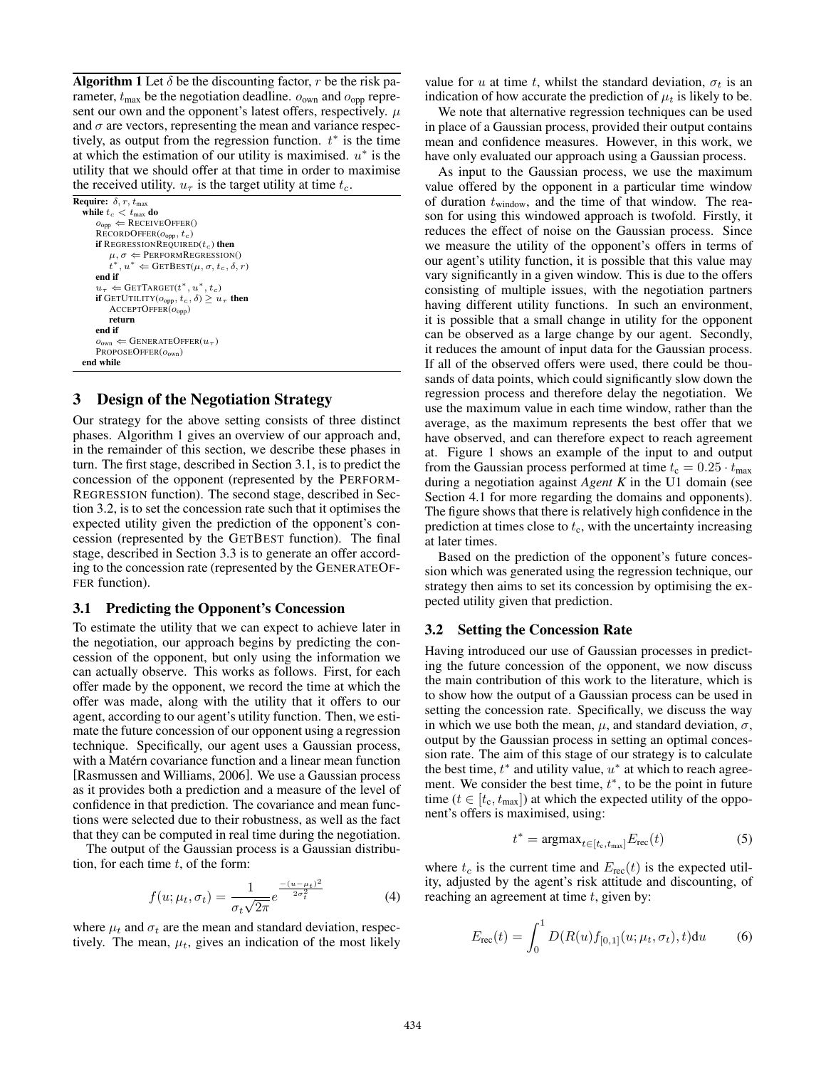**Algorithm 1** Let $\delta$ be the discounting factor, $r$ be the risk parameter, $t_{\max}$ be the negotiation deadline. $o_{\text{own}}$ and $o_{\text{opp}}$ represent our own and the opponent's latest offers, respectively. $\mu$ and $\sigma$ are vectors, representing the mean and variance respectively, as output from the regression function. $t^*$ is the time at which the estimation of our utility is maximised. $u^*$ is the utility that we should offer at that time in order to maximise the received utility. $u_\tau$ is the target utility at time $t_c$.

```
Require: δ, r, t_max
  while t_c < t_max do
    o_opp ⇐ RECEIVEOFFER()
    RECORDOFFER(o_opp, t_c)
    if REGRESSIONREQUIRED(t_c) then
      μ, σ ⇐ PERFORMREGRESSION()
      t*, u* ⇐ GETBEST(μ, σ, t_c, δ, r)
    end if
    u_τ ⇐ GETTARGET(t*, u*, t_c)
    if GETUTILITY(o_opp, t_c, δ) ≥ u_τ then
      ACCEPTOFFER(o_opp)
      return
    end if
    o_own ⇐ GENERATEOFFER(u_τ)
    PROPOSEOFFER(o_own)
  end while
```

## 3 Design of the Negotiation Strategy

Our strategy for the above setting consists of three distinct phases. Algorithm 1 gives an overview of our approach and, in the remainder of this section, we describe these phases in turn. The first stage, described in Section 3.1, is to predict the concession of the opponent (represented by the PERFORMREGRESSION function). The second stage, described in Section 3.2, is to set the concession rate such that it optimises the expected utility given the prediction of the opponent's concession (represented by the GETBEST function). The final stage, described in Section 3.3 is to generate an offer according to the concession rate (represented by the GENERATEOFFER function).

### 3.1 Predicting the Opponent's Concession

To estimate the utility that we can expect to achieve later in the negotiation, our approach begins by predicting the concession of the opponent, but only using the information we can actually observe. This works as follows. First, for each offer made by the opponent, we record the time at which the offer was made, along with the utility that it offers to our agent, according to our agent's utility function. Then, we estimate the future concession of our opponent using a regression technique. Specifically, our agent uses a Gaussian process, with a Matérn covariance function and a linear mean function [Rasmussen and Williams, 2006]. We use a Gaussian process as it provides both a prediction and a measure of the level of confidence in that prediction. The covariance and mean functions were selected due to their robustness, as well as the fact that they can be computed in real time during the negotiation.

The output of the Gaussian process is a Gaussian distribution, for each time $t$, of the form:

$$f(u; \mu_t, \sigma_t) = \frac{1}{\sigma_t \sqrt{2\pi}} e^{\frac{-(u-\mu_t)^2}{2\sigma_t^2}} \tag{4}$$

where $\mu_t$ and $\sigma_t$ are the mean and standard deviation, respectively. The mean, $\mu_t$, gives an indication of the most likely value for $u$ at time $t$, whilst the standard deviation, $\sigma_t$ is an indication of how accurate the prediction of $\mu_t$ is likely to be.

We note that alternative regression techniques can be used in place of a Gaussian process, provided their output contains mean and confidence measures. However, in this work, we have only evaluated our approach using a Gaussian process.

As input to the Gaussian process, we use the maximum value offered by the opponent in a particular time window of duration $t_{\text{window}}$, and the time of that window. The reason for using this windowed approach is twofold. Firstly, it reduces the effect of noise on the Gaussian process. Since we measure the utility of the opponent's offers in terms of our agent's utility function, it is possible that this value may vary significantly in a given window. This is due to the offers consisting of multiple issues, with the negotiation partners having different utility functions. In such an environment, it is possible that a small change in utility for the opponent can be observed as a large change by our agent. Secondly, it reduces the amount of input data for the Gaussian process. If all of the observed offers were used, there could be thousands of data points, which could significantly slow down the regression process and therefore delay the negotiation. We use the maximum value in each time window, rather than the average, as the maximum represents the best offer that we have observed, and can therefore expect to reach agreement at. Figure 1 shows an example of the input to and output from the Gaussian process performed at time $t_c = 0.25 \cdot t_{\max}$ during a negotiation against *Agent K* in the U1 domain (see Section 4.1 for more regarding the domains and opponents). The figure shows that there is relatively high confidence in the prediction at times close to $t_c$, with the uncertainty increasing at later times.

Based on the prediction of the opponent's future concession which was generated using the regression technique, our strategy then aims to set its concession by optimising the expected utility given that prediction.

### 3.2 Setting the Concession Rate

Having introduced our use of Gaussian processes in predicting the future concession of the opponent, we now discuss the main contribution of this work to the literature, which is to show how the output of a Gaussian process can be used in setting the concession rate. Specifically, we discuss the way in which we use both the mean, $\mu$, and standard deviation, $\sigma$, output by the Gaussian process in setting an optimal concession rate. The aim of this stage of our strategy is to calculate the best time, $t^*$ and utility value, $u^*$ at which to reach agreement. We consider the best time, $t^*$, to be the point in future time ($t \in [t_c, t_{\max}]$) at which the expected utility of the opponent's offers is maximised, using:

$$t^* = \text{argmax}_{t \in [t_c, t_{\max}]} E_{\text{rec}}(t) \tag{5}$$

where $t_c$ is the current time and $E_{\text{rec}}(t)$ is the expected utility, adjusted by the agent's risk attitude and discounting, of reaching an agreement at time $t$, given by:

$$E_{\text{rec}}(t) = \int_0^1 D(R(u) f_{[0,1]}(u; \mu_t, \sigma_t), t) \mathrm{d}u \tag{6}$$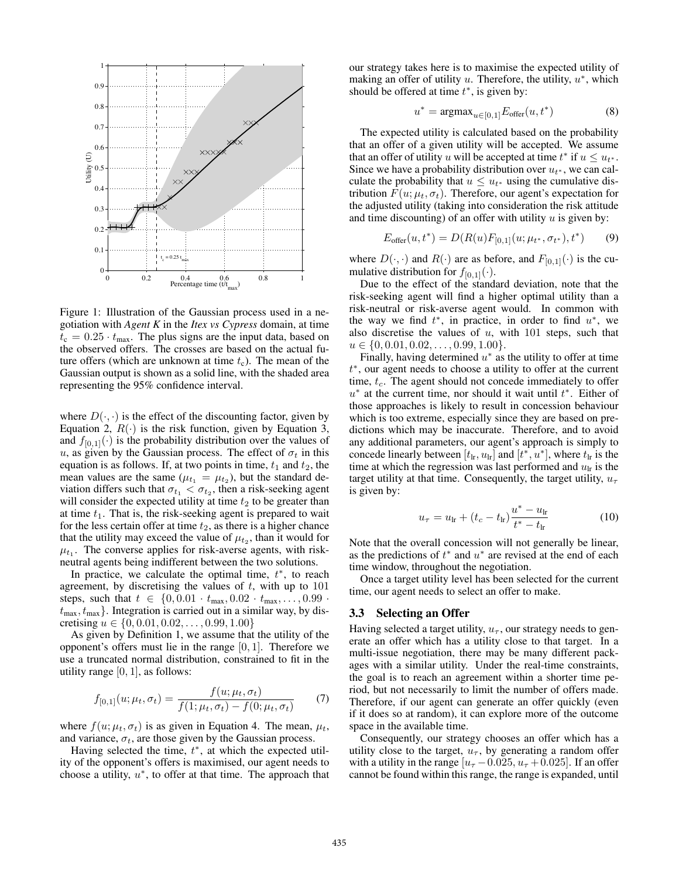Figure 1: Illustration of the Gaussian process used in a negotiation with *Agent K* in the *Itex vs Cypress* domain, at time $t_c = 0.25 \cdot t_{max}$. The plus signs are the input data, based on the observed offers. The crosses are based on the actual future offers (which are unknown at time $t_c$). The mean of the Gaussian output is shown as a solid line, with the shaded area representing the 95% confidence interval.

where $D(\cdot, \cdot)$ is the effect of the discounting factor, given by Equation 2, $R(\cdot)$ is the risk function, given by Equation 3, and $f_{[0,1]}(\cdot)$ is the probability distribution over the values of $u$, as given by the Gaussian process. The effect of $\sigma_t$ in this equation is as follows. If, at two points in time, $t_1$ and $t_2$, the mean values are the same ($\mu_{t_1} = \mu_{t_2}$), but the standard deviation differs such that $\sigma_{t_1} < \sigma_{t_2}$, then a risk-seeking agent will consider the expected utility at time $t_2$ to be greater than at time $t_1$. That is, the risk-seeking agent is prepared to wait for the less certain offer at time $t_2$, as there is a higher chance that the utility may exceed the value of $\mu_{t_2}$, than it would for $\mu_{t_1}$. The converse applies for risk-averse agents, with risk-neutral agents being indifferent between the two solutions.

In practice, we calculate the optimal time, $t^*$, to reach agreement, by discretising the values of $t$, with up to 101 steps, such that $t \in \{0, 0.01 \cdot t_{max}, 0.02 \cdot t_{max}, \ldots, 0.99 \cdot t_{max}, t_{max}\}$. Integration is carried out in a similar way, by discretising $u \in \{0, 0.01, 0.02, \ldots, 0.99, 1.00\}$

As given by Definition 1, we assume that the utility of the opponent's offers must lie in the range $[0, 1]$. Therefore we use a truncated normal distribution, constrained to fit in the utility range $[0, 1]$, as follows:

$$f_{[0,1]}(u; \mu_t, \sigma_t) = \frac{f(u; \mu_t, \sigma_t)}{f(1; \mu_t, \sigma_t) - f(0; \mu_t, \sigma_t)} \tag{7}$$

where $f(u; \mu_t, \sigma_t)$ is as given in Equation 4. The mean, $\mu_t$, and variance, $\sigma_t$, are those given by the Gaussian process.

Having selected the time, $t^*$, at which the expected utility of the opponent's offers is maximised, our agent needs to choose a utility, $u^*$, to offer at that time. The approach that our strategy takes here is to maximise the expected utility of making an offer of utility $u$. Therefore, the utility, $u^*$, which should be offered at time $t^*$, is given by:

$$u^* = \operatorname{argmax}_{u \in [0,1]} E_{\text{offer}}(u, t^*) \tag{8}$$

The expected utility is calculated based on the probability that an offer of a given utility will be accepted. We assume that an offer of utility $u$ will be accepted at time $t^*$ if $u \leq u_{t^*}$. Since we have a probability distribution over $u_{t^*}$, we can calculate the probability that $u \leq u_{t^*}$ using the cumulative distribution $F(u; \mu_t, \sigma_t)$. Therefore, our agent's expectation for the adjusted utility (taking into consideration the risk attitude and time discounting) of an offer with utility $u$ is given by:

$$E_{\text{offer}}(u, t^*) = D(R(u)F_{[0,1]}(u; \mu_{t^*}, \sigma_{t^*}), t^*) \tag{9}$$

where $D(\cdot, \cdot)$ and $R(\cdot)$ are as before, and $F_{[0,1]}(\cdot)$ is the cumulative distribution for $f_{[0,1]}(\cdot)$.

Due to the effect of the standard deviation, note that the risk-seeking agent will find a higher optimal utility than a risk-neutral or risk-averse agent would. In common with the way we find $t^*$, in practice, in order to find $u^*$, we also discretise the values of $u$, with 101 steps, such that $u \in \{0, 0.01, 0.02, \ldots, 0.99, 1.00\}$.

Finally, having determined $u^*$ as the utility to offer at time $t^*$, our agent needs to choose a utility to offer at the current time, $t_c$. The agent should not concede immediately to offer $u^*$ at the current time, nor should it wait until $t^*$. Either of those approaches is likely to result in concession behaviour which is too extreme, especially since they are based on predictions which may be inaccurate. Therefore, and to avoid any additional parameters, our agent's approach is simply to concede linearly between $[t_{lr}, u_{lr}]$ and $[t^*, u^*]$, where $t_{lr}$ is the time at which the regression was last performed and $u_{lr}$ is the target utility at that time. Consequently, the target utility, $u_\tau$ is given by:

$$u_\tau = u_{lr} + (t_c - t_{lr}) \frac{u^* - u_{lr}}{t^* - t_{lr}} \tag{10}$$

Note that the overall concession will not generally be linear, as the predictions of $t^*$ and $u^*$ are revised at the end of each time window, throughout the negotiation.

Once a target utility level has been selected for the current time, our agent needs to select an offer to make.

### 3.3 Selecting an Offer

Having selected a target utility, $u_\tau$, our strategy needs to generate an offer which has a utility close to that target. In a multi-issue negotiation, there may be many different packages with a similar utility. Under the real-time constraints, the goal is to reach an agreement within a shorter time period, but not necessarily to limit the number of offers made. Therefore, if our agent can generate an offer quickly (even if it does so at random), it can explore more of the outcome space in the available time.

Consequently, our strategy chooses an offer which has a utility close to the target, $u_\tau$, by generating a random offer with a utility in the range $[u_\tau - 0.025, u_\tau + 0.025]$. If an offer cannot be found within this range, the range is expanded, until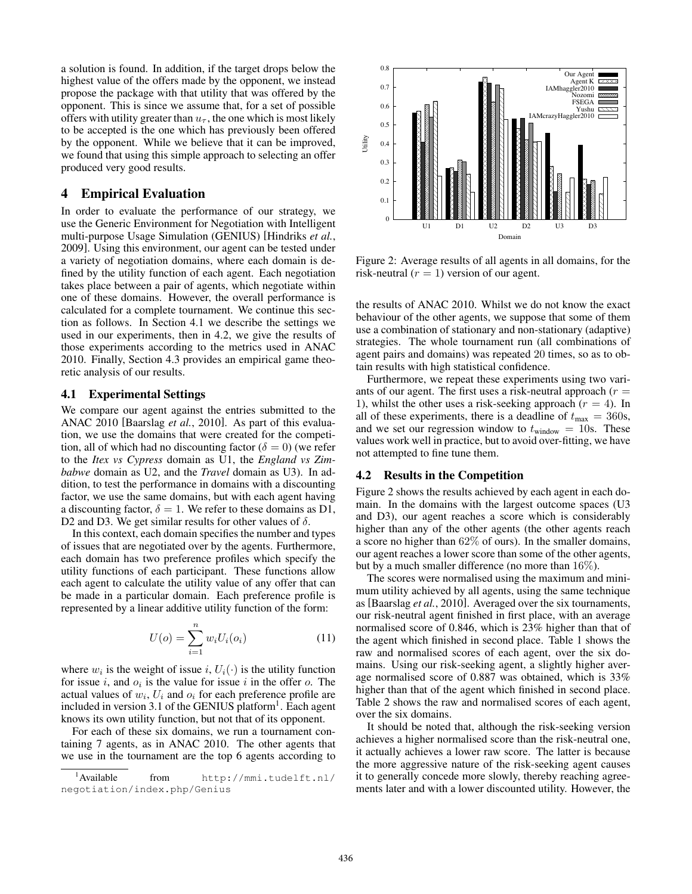a solution is found. In addition, if the target drops below the highest value of the offers made by the opponent, we instead propose the package with that utility that was offered by the opponent. This is since we assume that, for a set of possible offers with utility greater than $u_\tau$, the one which is most likely to be accepted is the one which has previously been offered by the opponent. While we believe that it can be improved, we found that using this simple approach to selecting an offer produced very good results.

## 4 Empirical Evaluation

In order to evaluate the performance of our strategy, we use the Generic Environment for Negotiation with Intelligent multi-purpose Usage Simulation (GENIUS) [Hindriks *et al.*, 2009]. Using this environment, our agent can be tested under a variety of negotiation domains, where each domain is defined by the utility function of each agent. Each negotiation takes place between a pair of agents, which negotiate within one of these domains. However, the overall performance is calculated for a complete tournament. We continue this section as follows. In Section 4.1 we describe the settings we used in our experiments, then in 4.2, we give the results of those experiments according to the metrics used in ANAC 2010. Finally, Section 4.3 provides an empirical game theoretic analysis of our results.

### 4.1 Experimental Settings

We compare our agent against the entries submitted to the ANAC 2010 [Baarslag *et al.*, 2010]. As part of this evaluation, we use the domains that were created for the competition, all of which had no discounting factor ($\delta = 0$) (we refer to the *Itex vs Cypress* domain as U1, the *England vs Zimbabwe* domain as U2, and the *Travel* domain as U3). In addition, to test the performance in domains with a discounting factor, we use the same domains, but with each agent having a discounting factor, $\delta = 1$. We refer to these domains as D1, D2 and D3. We get similar results for other values of $\delta$.

In this context, each domain specifies the number and types of issues that are negotiated over by the agents. Furthermore, each domain has two preference profiles which specify the utility functions of each participant. These functions allow each agent to calculate the utility value of any offer that can be made in a particular domain. Each preference profile is represented by a linear additive utility function of the form:

$$U(o) = \sum_{i=1}^{n} w_i U_i(o_i) \tag{11}$$

where $w_i$ is the weight of issue $i$, $U_i(\cdot)$ is the utility function for issue $i$, and $o_i$ is the value for issue $i$ in the offer $o$. The actual values of $w_i$, $U_i$ and $o_i$ for each preference profile are included in version 3.1 of the GENIUS platform[1]. Each agent knows its own utility function, but not that of its opponent.

For each of these six domains, we run a tournament containing 7 agents, as in ANAC 2010. The other agents that we use in the tournament are the top 6 agents according to the results of ANAC 2010. Whilst we do not know the exact behaviour of the other agents, we suppose that some of them use a combination of stationary and non-stationary (adaptive) strategies. The whole tournament run (all combinations of agent pairs and domains) was repeated 20 times, so as to obtain results with high statistical confidence.

[1] Available from http://mmi.tudelft.nl/negotiation/index.php/Genius

Figure 2: Average results of all agents in all domains, for the risk-neutral ($r = 1$) version of our agent.

Furthermore, we repeat these experiments using two variants of our agent. The first uses a risk-neutral approach ($r = 1$), whilst the other uses a risk-seeking approach ($r = 4$). In all of these experiments, there is a deadline of $t_{\text{max}} = 360$s, and we set our regression window to $t_{\text{window}} = 10$s. These values work well in practice, but to avoid over-fitting, we have not attempted to fine tune them.

### 4.2 Results in the Competition

Figure 2 shows the results achieved by each agent in each domain. In the domains with the largest outcome spaces (U3 and D3), our agent reaches a score which is considerably higher than any of the other agents (the other agents reach a score no higher than 62% of ours). In the smaller domains, our agent reaches a lower score than some of the other agents, but by a much smaller difference (no more than 16%).

The scores were normalised using the maximum and minimum utility achieved by all agents, using the same technique as [Baarslag *et al.*, 2010]. Averaged over the six tournaments, our risk-neutral agent finished in first place, with an average normalised score of 0.846, which is 23% higher than that of the agent which finished in second place. Table 1 shows the raw and normalised scores of each agent, over the six domains. Using our risk-seeking agent, a slightly higher average normalised score of 0.887 was obtained, which is 33% higher than that of the agent which finished in second place. Table 2 shows the raw and normalised scores of each agent, over the six domains.

It should be noted that, although the risk-seeking version achieves a higher normalised score than the risk-neutral one, it actually achieves a lower raw score. The latter is because the more aggressive nature of the risk-seeking agent causes it to generally concede more slowly, thereby reaching agreements later and with a lower discounted utility. However, the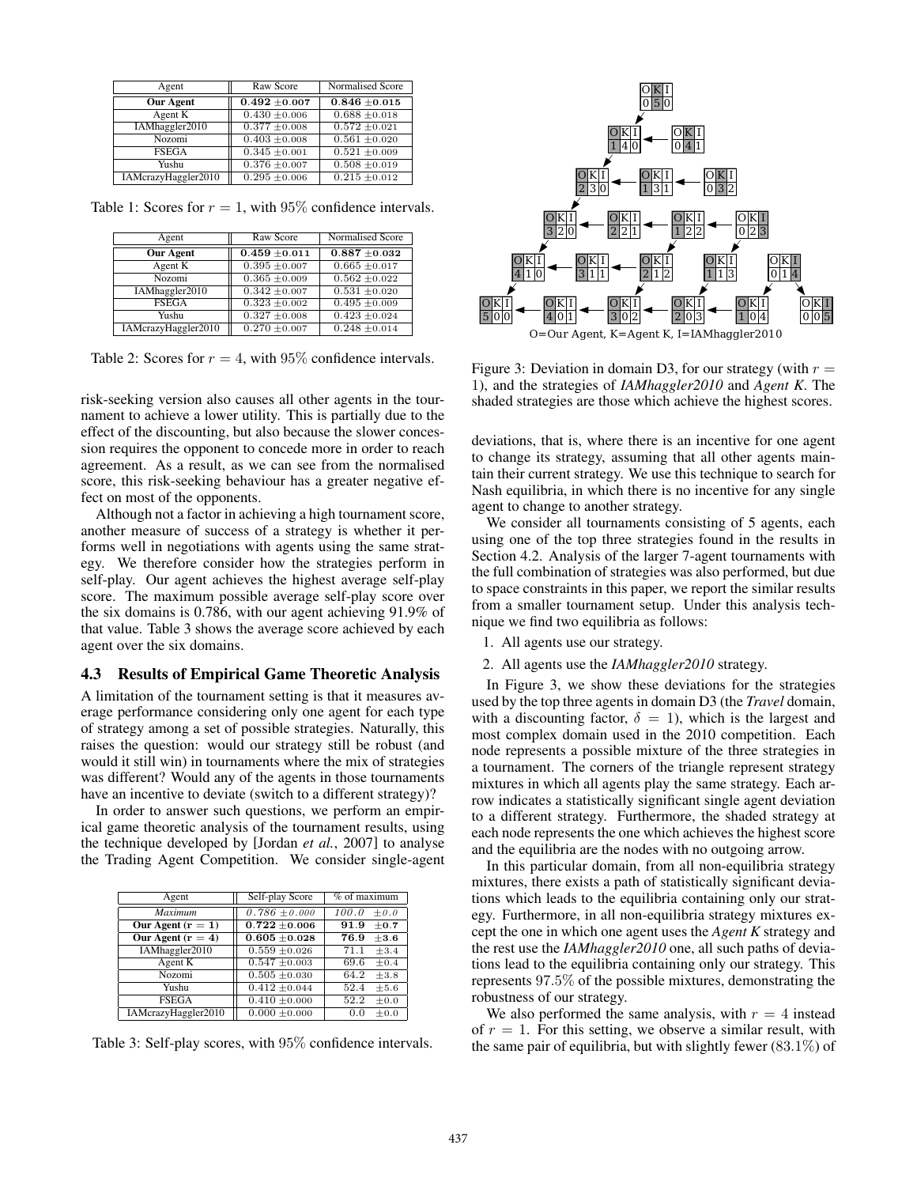| Agent | Raw Score | Normalised Score |
| --- | --- | --- |
| **Our Agent** | $\mathbf{0.492 \pm 0.007}$ | $\mathbf{0.846 \pm 0.015}$ |
| Agent K | $0.430 \pm 0.006$ | $0.688 \pm 0.018$ |
| IAMhaggler2010 | $0.377 \pm 0.008$ | $0.572 \pm 0.021$ |
| Nozomi | $0.403 \pm 0.008$ | $0.561 \pm 0.020$ |
| FSEGA | $0.345 \pm 0.001$ | $0.521 \pm 0.009$ |
| Yushu | $0.376 \pm 0.007$ | $0.508 \pm 0.019$ |
| IAMcrazyHaggler2010 | $0.295 \pm 0.006$ | $0.215 \pm 0.012$ |

Table 1: Scores for $r = 1$, with 95% confidence intervals.

| Agent | Raw Score | Normalised Score |
| --- | --- | --- |
| **Our Agent** | $\mathbf{0.459 \pm 0.011}$ | $\mathbf{0.887 \pm 0.032}$ |
| Agent K | $0.395 \pm 0.007$ | $0.665 \pm 0.017$ |
| Nozomi | $0.365 \pm 0.009$ | $0.562 \pm 0.022$ |
| IAMhaggler2010 | $0.342 \pm 0.007$ | $0.531 \pm 0.020$ |
| FSEGA | $0.323 \pm 0.002$ | $0.495 \pm 0.009$ |
| Yushu | $0.327 \pm 0.008$ | $0.423 \pm 0.024$ |
| IAMcrazyHaggler2010 | $0.270 \pm 0.007$ | $0.248 \pm 0.014$ |

Table 2: Scores for $r = 4$, with 95% confidence intervals.

risk-seeking version also causes all other agents in the tournament to achieve a lower utility. This is partially due to the effect of the discounting, but also because the slower concession requires the opponent to concede more in order to reach agreement. As a result, as we can see from the normalised score, this risk-seeking behaviour has a greater negative effect on most of the opponents.

Although not a factor in achieving a high tournament score, another measure of success of a strategy is whether it performs well in negotiations with agents using the same strategy. We therefore consider how the strategies perform in self-play. Our agent achieves the highest average self-play score. The maximum possible average self-play score over the six domains is 0.786, with our agent achieving 91.9% of that value. Table 3 shows the average score achieved by each agent over the six domains.

### 4.3 Results of Empirical Game Theoretic Analysis

A limitation of the tournament setting is that it measures average performance considering only one agent for each type of strategy among a set of possible strategies. Naturally, this raises the question: would our strategy still be robust (and would it still win) in tournaments where the mix of strategies was different? Would any of the agents in those tournaments have an incentive to deviate (switch to a different strategy)?

In order to answer such questions, we perform an empirical game theoretic analysis of the tournament results, using the technique developed by [Jordan *et al.*, 2007] to analyse the Trading Agent Competition. We consider single-agent

| Agent | Self-play Score | % of maximum |
| --- | --- | --- |
| *Maximum* | $0.786 \pm 0.000$ | $100.0 \pm 0.0$ |
| **Our Agent ($r = 1$)** | $\mathbf{0.722 \pm 0.006}$ | $\mathbf{91.9 \pm 0.7}$ |
| **Our Agent ($r = 4$)** | $\mathbf{0.605 \pm 0.028}$ | $\mathbf{76.9 \pm 3.6}$ |
| IAMhaggler2010 | $0.559 \pm 0.026$ | $71.1 \pm 3.4$ |
| Agent K | $0.547 \pm 0.003$ | $69.6 \pm 0.4$ |
| Nozomi | $0.505 \pm 0.030$ | $64.2 \pm 3.8$ |
| Yushu | $0.412 \pm 0.044$ | $52.4 \pm 5.6$ |
| FSEGA | $0.410 \pm 0.000$ | $52.2 \pm 0.0$ |
| IAMcrazyHaggler2010 | $0.000 \pm 0.000$ | $0.0 \pm 0.0$ |

Table 3: Self-play scores, with 95% confidence intervals.

O=Our Agent, K=Agent K, I=IAMhaggler2010

Figure 3: Deviation in domain D3, for our strategy (with $r = 1$), and the strategies of *IAMhaggler2010* and *Agent K*. The shaded strategies are those which achieve the highest scores.

deviations, that is, where there is an incentive for one agent to change its strategy, assuming that all other agents maintain their current strategy. We use this technique to search for Nash equilibria, in which there is no incentive for any single agent to change to another strategy.

We consider all tournaments consisting of 5 agents, each using one of the top three strategies found in the results in Section 4.2. Analysis of the larger 7-agent tournaments with the full combination of strategies was also performed, but due to space constraints in this paper, we report the similar results from a smaller tournament setup. Under this analysis technique we find two equilibria as follows:

1. All agents use our strategy.
2. All agents use the *IAMhaggler2010* strategy.

In Figure 3, we show these deviations for the strategies used by the top three agents in domain D3 (the *Travel* domain, with a discounting factor, $\delta = 1$), which is the largest and most complex domain used in the 2010 competition. Each node represents a possible mixture of the three strategies in a tournament. The corners of the triangle represent strategy mixtures in which all agents play the same strategy. Each arrow indicates a statistically significant single agent deviation to a different strategy. Furthermore, the shaded strategy at each node represents the one which achieves the highest score and the equilibria are the nodes with no outgoing arrow.

In this particular domain, from all non-equilibria strategy mixtures, there exists a path of statistically significant deviations which leads to the equilibria containing only our strategy. Furthermore, in all non-equilibria strategy mixtures except the one in which one agent uses the *Agent K* strategy and the rest use the *IAMhaggler2010* one, all such paths of deviations lead to the equilibria containing only our strategy. This represents 97.5% of the possible mixtures, demonstrating the robustness of our strategy.

We also performed the same analysis, with $r = 4$ instead of $r = 1$. For this setting, we observe a similar result, with the same pair of equilibria, but with slightly fewer (83.1%) of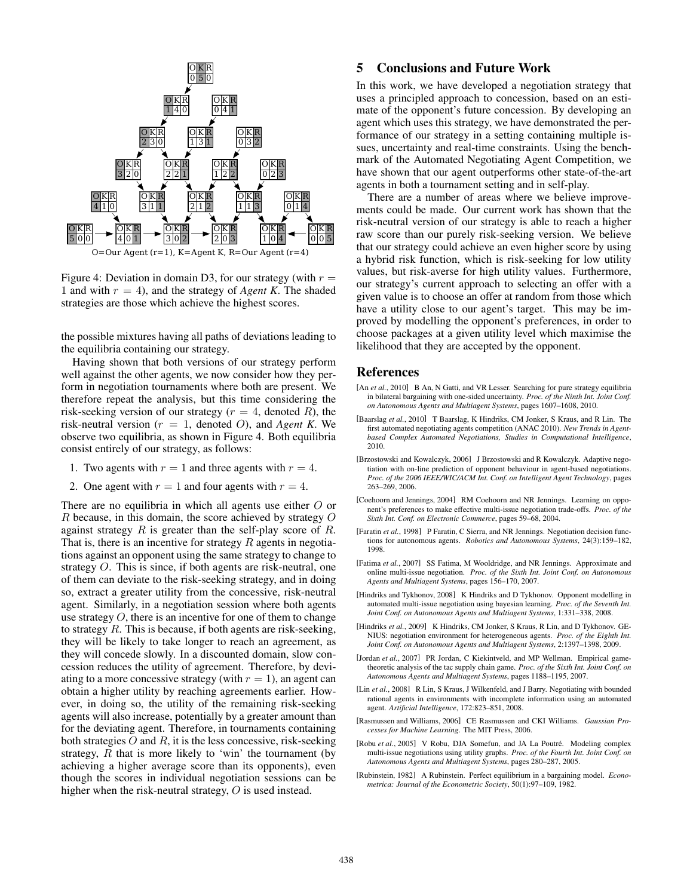O K R
0 5 0

O K R
1 4 0

O K R
0 4 1

O K R
2 3 0

O K R
1 3 1

O K R
0 3 2

O K R
3 2 0

O K R
2 2 1

O K R
1 2 2

O K R
0 2 3

O K R
4 1 0

O K R
3 1 1

O K R
2 1 2

O K R
1 1 3

O K R
0 1 4

O K R
5 0 0

O K R
4 0 1

O K R
3 0 2

O K R
2 0 3

O K R
1 0 4

O K R
0 0 5

O=Our Agent (r=1), K=Agent K, R=Our Agent (r=4)

Figure 4: Deviation in domain D3, for our strategy (with $r = 1$ and with $r = 4$), and the strategy of *Agent K*. The shaded strategies are those which achieve the highest scores.

the possible mixtures having all paths of deviations leading to the equilibria containing our strategy.

Having shown that both versions of our strategy perform well against the other agents, we now consider how they perform in negotiation tournaments where both are present. We therefore repeat the analysis, but this time considering the risk-seeking version of our strategy ($r = 4$, denoted $R$), the risk-neutral version ($r = 1$, denoted $O$), and *Agent K*. We observe two equilibria, as shown in Figure 4. Both equilibria consist entirely of our strategy, as follows:

1. Two agents with $r = 1$ and three agents with $r = 4$.
2. One agent with $r = 1$ and four agents with $r = 4$.

There are no equilibria in which all agents use either $O$ or $R$ because, in this domain, the score achieved by strategy $O$ against strategy $R$ is greater than the self-play score of $R$. That is, there is an incentive for strategy $R$ agents in negotiations against an opponent using the same strategy to change to strategy $O$. This is since, if both agents are risk-neutral, one of them can deviate to the risk-seeking strategy, and in doing so, extract a greater utility from the concessive, risk-neutral agent. Similarly, in a negotiation session where both agents use strategy $O$, there is an incentive for one of them to change to strategy $R$. This is because, if both agents are risk-seeking, they will be likely to take longer to reach an agreement, as they will concede slowly. In a discounted domain, slow concession reduces the utility of agreement. Therefore, by deviating to a more concessive strategy (with $r = 1$), an agent can obtain a higher utility by reaching agreements earlier. However, in doing so, the utility of the remaining risk-seeking agents will also increase, potentially by a greater amount than for the deviating agent. Therefore, in tournaments containing both strategies $O$ and $R$, it is the less concessive, risk-seeking strategy, $R$ that is more likely to 'win' the tournament (by achieving a higher average score than its opponents), even though the scores in individual negotiation sessions can be higher when the risk-neutral strategy, $O$ is used instead.

## 5 Conclusions and Future Work

In this work, we have developed a negotiation strategy that uses a principled approach to concession, based on an estimate of the opponent's future concession. By developing an agent which uses this strategy, we have demonstrated the performance of our strategy in a setting containing multiple issues, uncertainty and real-time constraints. Using the benchmark of the Automated Negotiating Agent Competition, we have shown that our agent outperforms other state-of-the-art agents in both a tournament setting and in self-play.

There are a number of areas where we believe improvements could be made. Our current work has shown that the risk-neutral version of our strategy is able to reach a higher raw score than our purely risk-seeking version. We believe that our strategy could achieve an even higher score by using a hybrid risk function, which is risk-seeking for low utility values, but risk-averse for high utility values. Furthermore, our strategy's current approach to selecting an offer with a given value is to choose an offer at random from those which have a utility close to our agent's target. This may be improved by modelling the opponent's preferences, in order to choose packages at a given utility level which maximise the likelihood that they are accepted by the opponent.

## References

[An *et al.*, 2010] B An, N Gatti, and VR Lesser. Searching for pure strategy equilibria in bilateral bargaining with one-sided uncertainty. *Proc. of the Ninth Int. Joint Conf. on Autonomous Agents and Multiagent Systems*, pages 1607–1608, 2010.

[Baarslag *et al.*, 2010] T Baarslag, K Hindriks, CM Jonker, S Kraus, and R Lin. The first automated negotiating agents competition (ANAC 2010). *New Trends in Agent-based Complex Automated Negotiations, Studies in Computational Intelligence*, 2010.

[Brzostowski and Kowalczyk, 2006] J Brzostowski and R Kowalczyk. Adaptive negotiation with on-line prediction of opponent behaviour in agent-based negotiations. *Proc. of the 2006 IEEE/WIC/ACM Int. Conf. on Intelligent Agent Technology*, pages 263–269, 2006.

[Coehoorn and Jennings, 2004] RM Coehoorn and NR Jennings. Learning on opponent's preferences to make effective multi-issue negotiation trade-offs. *Proc. of the Sixth Int. Conf. on Electronic Commerce*, pages 59–68, 2004.

[Faratin *et al.*, 1998] P Faratin, C Sierra, and NR Jennings. Negotiation decision functions for autonomous agents. *Robotics and Autonomous Systems*, 24(3):159–182, 1998.

[Fatima *et al.*, 2007] SS Fatima, M Wooldridge, and NR Jennings. Approximate and online multi-issue negotiation. *Proc. of the Sixth Int. Joint Conf. on Autonomous Agents and Multiagent Systems*, pages 156–170, 2007.

[Hindriks and Tykhonov, 2008] K Hindriks and D Tykhonov. Opponent modelling in automated multi-issue negotiation using bayesian learning. *Proc. of the Seventh Int. Joint Conf. on Autonomous Agents and Multiagent Systems*, 1:331–338, 2008.

[Hindriks *et al.*, 2009] K Hindriks, CM Jonker, S Kraus, R Lin, and D Tykhonov. GENIUS: negotiation environment for heterogeneous agents. *Proc. of the Eighth Int. Joint Conf. on Autonomous Agents and Multiagent Systems*, 2:1397–1398, 2009.

[Jordan *et al.*, 2007] PR Jordan, C Kiekintveld, and MP Wellman. Empirical game-theoretic analysis of the tac supply chain game. *Proc. of the Sixth Int. Joint Conf. on Autonomous Agents and Multiagent Systems*, pages 1188–1195, 2007.

[Lin *et al.*, 2008] R Lin, S Kraus, J Wilkenfeld, and J Barry. Negotiating with bounded rational agents in environments with incomplete information using an automated agent. *Artificial Intelligence*, 172:823–851, 2008.

[Rasmussen and Williams, 2006] CE Rasmussen and CKI Williams. *Gaussian Processes for Machine Learning*. The MIT Press, 2006.

[Robu *et al.*, 2005] V Robu, DJA Somefun, and JA La Poutré. Modeling complex multi-issue negotiations using utility graphs. *Proc. of the Fourth Int. Joint Conf. on Autonomous Agents and Multiagent Systems*, pages 280–287, 2005.

[Rubinstein, 1982] A Rubinstein. Perfect equilibrium in a bargaining model. *Econometrica: Journal of the Econometric Society*, 50(1):97–109, 1982.